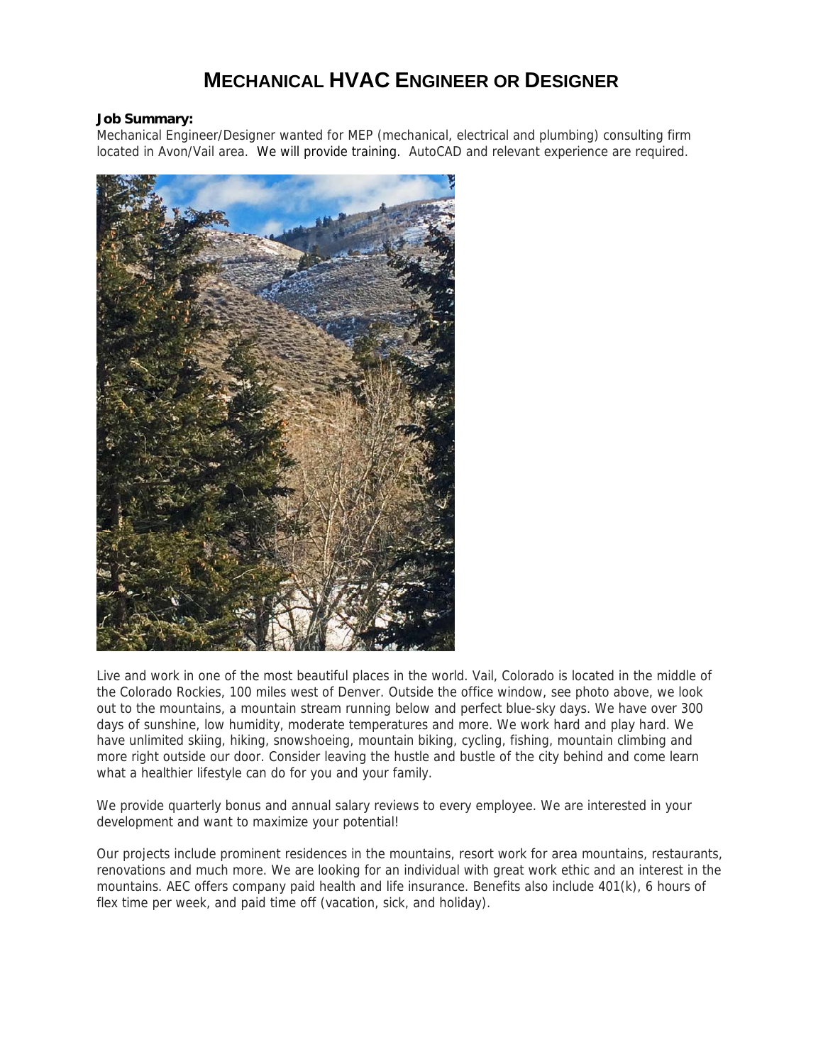# Mechanical HVAC Engineer or Designer

**Job Summary:**
Mechanical Engineer/Designer wanted for MEP (mechanical, electrical and plumbing) consulting firm located in Avon/Vail area. We will provide training. AutoCAD and relevant experience are required.

Live and work in one of the most beautiful places in the world. Vail, Colorado is located in the middle of the Colorado Rockies, 100 miles west of Denver. Outside the office window, see photo above, we look out to the mountains, a mountain stream running below and perfect blue-sky days. We have over 300 days of sunshine, low humidity, moderate temperatures and more. We work hard and play hard. We have unlimited skiing, hiking, snowshoeing, mountain biking, cycling, fishing, mountain climbing and more right outside our door. Consider leaving the hustle and bustle of the city behind and come learn what a healthier lifestyle can do for you and your family.

We provide quarterly bonus and annual salary reviews to every employee. We are interested in your development and want to maximize your potential!

Our projects include prominent residences in the mountains, resort work for area mountains, restaurants, renovations and much more. We are looking for an individual with great work ethic and an interest in the mountains. AEC offers company paid health and life insurance. Benefits also include 401(k), 6 hours of flex time per week, and paid time off (vacation, sick, and holiday).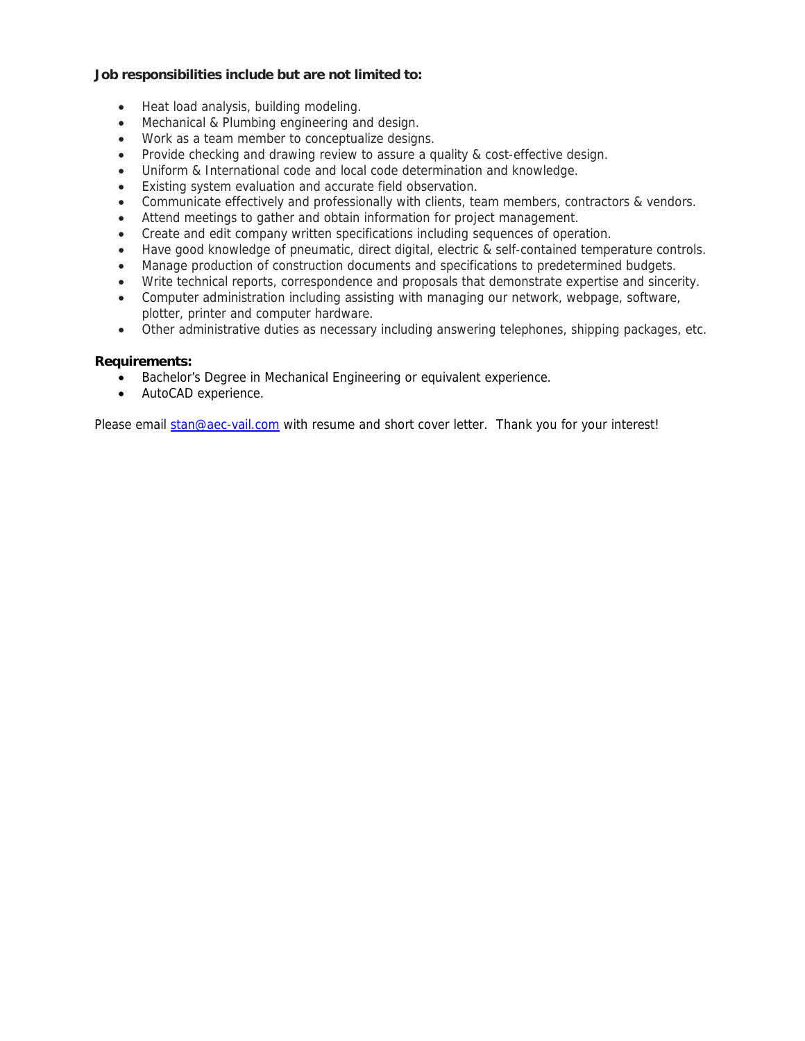**Job responsibilities include but are not limited to:**

- Heat load analysis, building modeling.
- Mechanical & Plumbing engineering and design.
- Work as a team member to conceptualize designs.
- Provide checking and drawing review to assure a quality & cost-effective design.
- Uniform & International code and local code determination and knowledge.
- Existing system evaluation and accurate field observation.
- Communicate effectively and professionally with clients, team members, contractors & vendors.
- Attend meetings to gather and obtain information for project management.
- Create and edit company written specifications including sequences of operation.
- Have good knowledge of pneumatic, direct digital, electric & self-contained temperature controls.
- Manage production of construction documents and specifications to predetermined budgets.
- Write technical reports, correspondence and proposals that demonstrate expertise and sincerity.
- Computer administration including assisting with managing our network, webpage, software, plotter, printer and computer hardware.
- Other administrative duties as necessary including answering telephones, shipping packages, etc.

**Requirements:**

- Bachelor's Degree in Mechanical Engineering or equivalent experience.
- AutoCAD experience.

Please email stan@aec-vail.com with resume and short cover letter. Thank you for your interest!